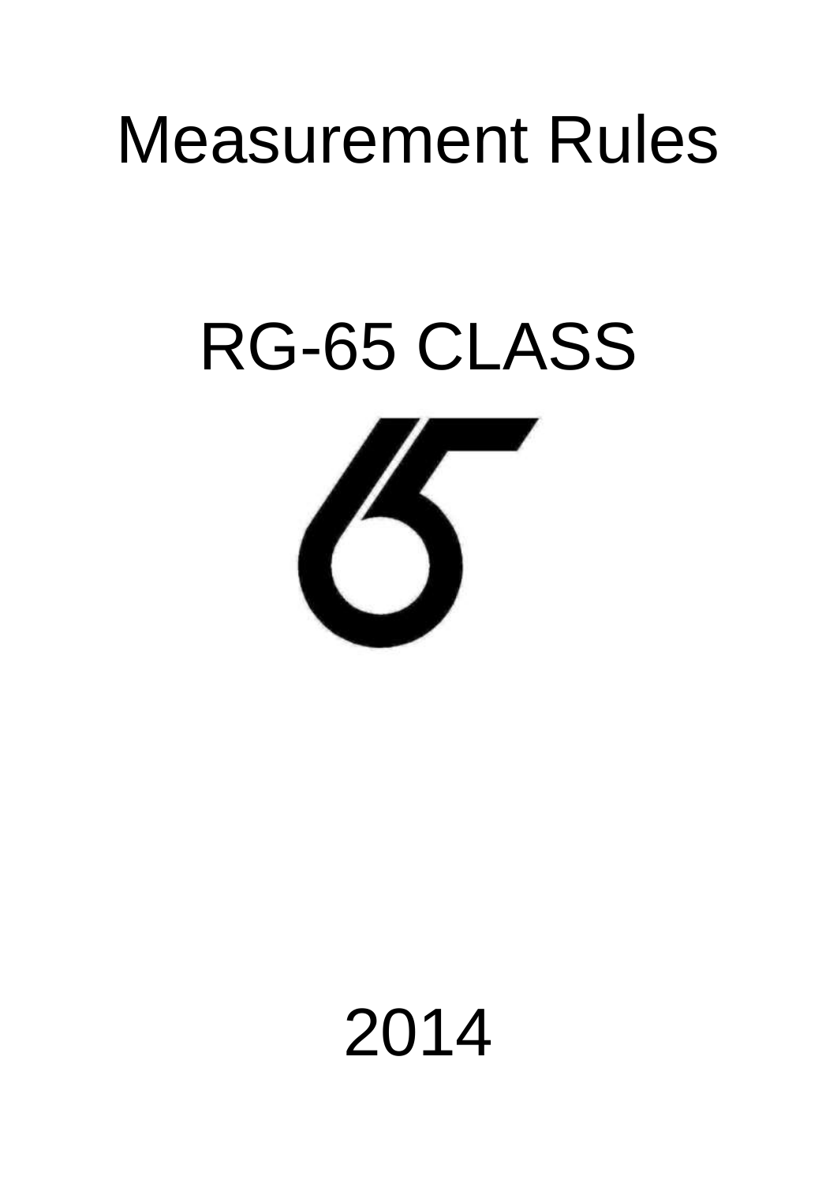# Measurement Rules

# RG-65 CLASS

2014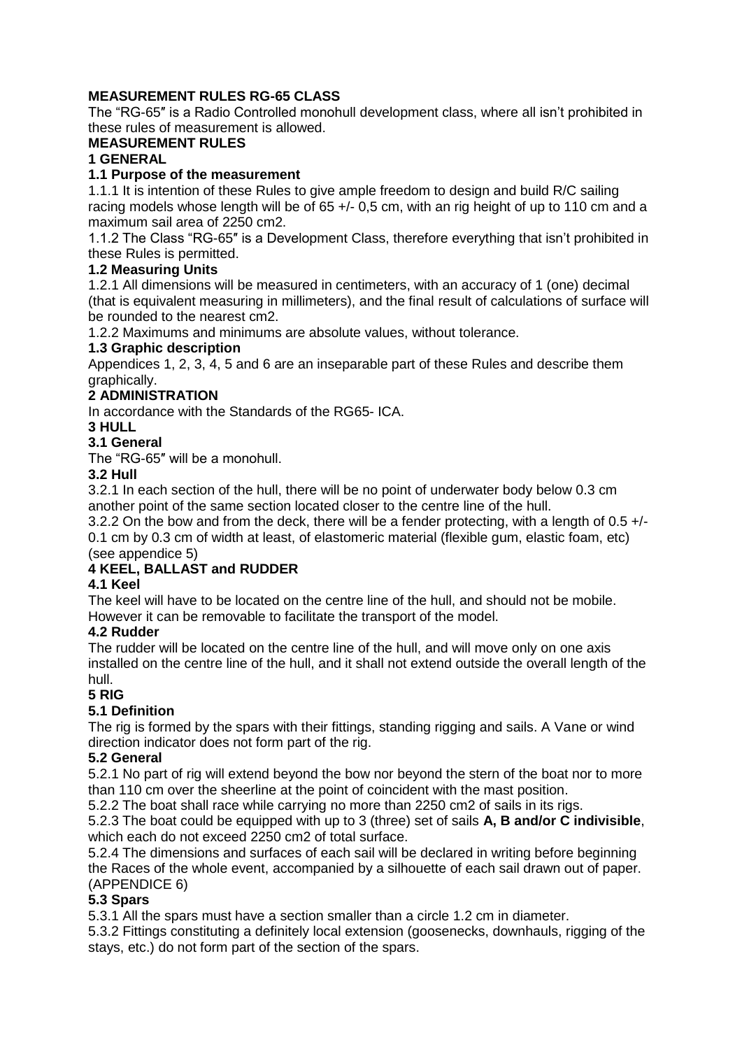**MEASUREMENT RULES RG-65 CLASS**

The "RG-65″ is a Radio Controlled monohull development class, where all isn't prohibited in these rules of measurement is allowed.

**MEASUREMENT RULES**

**1 GENERAL**

**1.1 Purpose of the measurement**

1.1.1 It is intention of these Rules to give ample freedom to design and build R/C sailing racing models whose length will be of 65 +/- 0,5 cm, with an rig height of up to 110 cm and a maximum sail area of 2250 cm2.

1.1.2 The Class "RG-65″ is a Development Class, therefore everything that isn't prohibited in these Rules is permitted.

**1.2 Measuring Units**

1.2.1 All dimensions will be measured in centimeters, with an accuracy of 1 (one) decimal (that is equivalent measuring in millimeters), and the final result of calculations of surface will be rounded to the nearest cm2.

1.2.2 Maximums and minimums are absolute values, without tolerance.

**1.3 Graphic description**

Appendices 1, 2, 3, 4, 5 and 6 are an inseparable part of these Rules and describe them graphically.

**2 ADMINISTRATION**

In accordance with the Standards of the RG65- ICA.

**3 HULL**

**3.1 General**

The "RG-65″ will be a monohull.

**3.2 Hull**

3.2.1 In each section of the hull, there will be no point of underwater body below 0.3 cm another point of the same section located closer to the centre line of the hull.

3.2.2 On the bow and from the deck, there will be a fender protecting, with a length of 0.5 +/- 0.1 cm by 0.3 cm of width at least, of elastomeric material (flexible gum, elastic foam, etc) (see appendice 5)

**4 KEEL, BALLAST and RUDDER**

**4.1 Keel**

The keel will have to be located on the centre line of the hull, and should not be mobile. However it can be removable to facilitate the transport of the model.

**4.2 Rudder**

The rudder will be located on the centre line of the hull, and will move only on one axis installed on the centre line of the hull, and it shall not extend outside the overall length of the hull.

**5 RIG**

**5.1 Definition**

The rig is formed by the spars with their fittings, standing rigging and sails. A Vane or wind direction indicator does not form part of the rig.

**5.2 General**

5.2.1 No part of rig will extend beyond the bow nor beyond the stern of the boat nor to more than 110 cm over the sheerline at the point of coincident with the mast position.

5.2.2 The boat shall race while carrying no more than 2250 cm2 of sails in its rigs.

5.2.3 The boat could be equipped with up to 3 (three) set of sails **A, B and/or C indivisible**, which each do not exceed 2250 cm2 of total surface.

5.2.4 The dimensions and surfaces of each sail will be declared in writing before beginning the Races of the whole event, accompanied by a silhouette of each sail drawn out of paper. (APPENDICE 6)

**5.3 Spars**

5.3.1 All the spars must have a section smaller than a circle 1.2 cm in diameter.

5.3.2 Fittings constituting a definitely local extension (goosenecks, downhauls, rigging of the stays, etc.) do not form part of the section of the spars.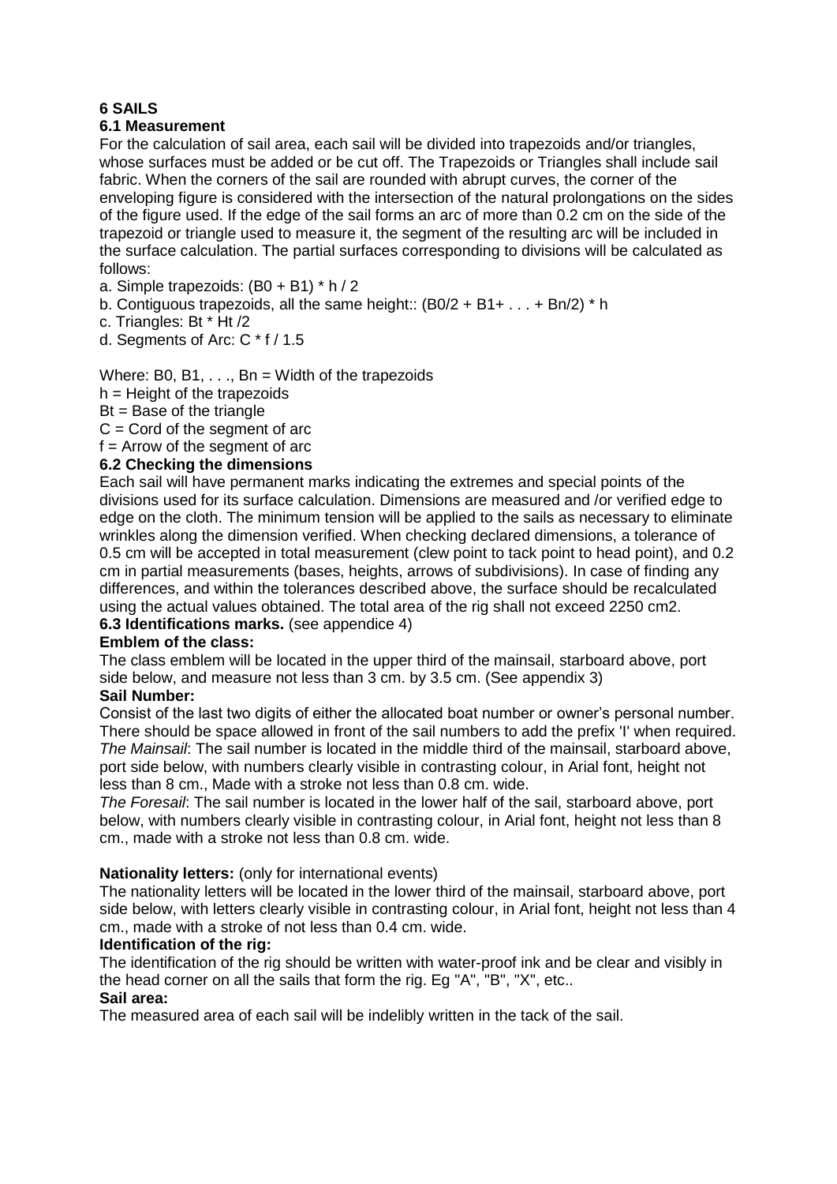## 6 SAILS

### 6.1 Measurement

For the calculation of sail area, each sail will be divided into trapezoids and/or triangles, whose surfaces must be added or be cut off. The Trapezoids or Triangles shall include sail fabric. When the corners of the sail are rounded with abrupt curves, the corner of the enveloping figure is considered with the intersection of the natural prolongations on the sides of the figure used. If the edge of the sail forms an arc of more than 0.2 cm on the side of the trapezoid or triangle used to measure it, the segment of the resulting arc will be included in the surface calculation. The partial surfaces corresponding to divisions will be calculated as follows:

a. Simple trapezoids: $(B0 + B1) * h / 2$

b. Contiguous trapezoids, all the same height:: $(B0/2 + B1 + . . . + Bn/2) * h$

c. Triangles: $Bt * Ht /2$

d. Segments of Arc: $C * f / 1.5$

Where: B0, B1, . . ., Bn = Width of the trapezoids

h = Height of the trapezoids

Bt = Base of the triangle

C = Cord of the segment of arc

f = Arrow of the segment of arc

### 6.2 Checking the dimensions

Each sail will have permanent marks indicating the extremes and special points of the divisions used for its surface calculation. Dimensions are measured and /or verified edge to edge on the cloth. The minimum tension will be applied to the sails as necessary to eliminate wrinkles along the dimension verified. When checking declared dimensions, a tolerance of 0.5 cm will be accepted in total measurement (clew point to tack point to head point), and 0.2 cm in partial measurements (bases, heights, arrows of subdivisions). In case of finding any differences, and within the tolerances described above, the surface should be recalculated using the actual values obtained. The total area of the rig shall not exceed 2250 cm2.

### 6.3 Identifications marks. (see appendice 4)

**Emblem of the class:**

The class emblem will be located in the upper third of the mainsail, starboard above, port side below, and measure not less than 3 cm. by 3.5 cm. (See appendix 3)

**Sail Number:**

Consist of the last two digits of either the allocated boat number or owner's personal number. There should be space allowed in front of the sail numbers to add the prefix 'I' when required.

*The Mainsail*: The sail number is located in the middle third of the mainsail, starboard above, port side below, with numbers clearly visible in contrasting colour, in Arial font, height not less than 8 cm., Made with a stroke not less than 0.8 cm. wide.

*The Foresail*: The sail number is located in the lower half of the sail, starboard above, port below, with numbers clearly visible in contrasting colour, in Arial, height not less than 8 cm., made with a stroke not less than 0.8 cm. wide.

**Nationality letters:** (only for international events)

The nationality letters will be located in the lower third of the mainsail, starboard above, port side below, with letters clearly visible in contrasting colour, in Arial font, height not less than 4 cm., made with a stroke of not less than 0.4 cm. wide.

**Identification of the rig:**

The identification of the rig should be written with water-proof ink and be clear and visibly in the head corner on all the sails that form the rig. Eg "A", "B", "X", etc..

**Sail area:**

The measured area of each sail will be indelibly written in the tack of the sail.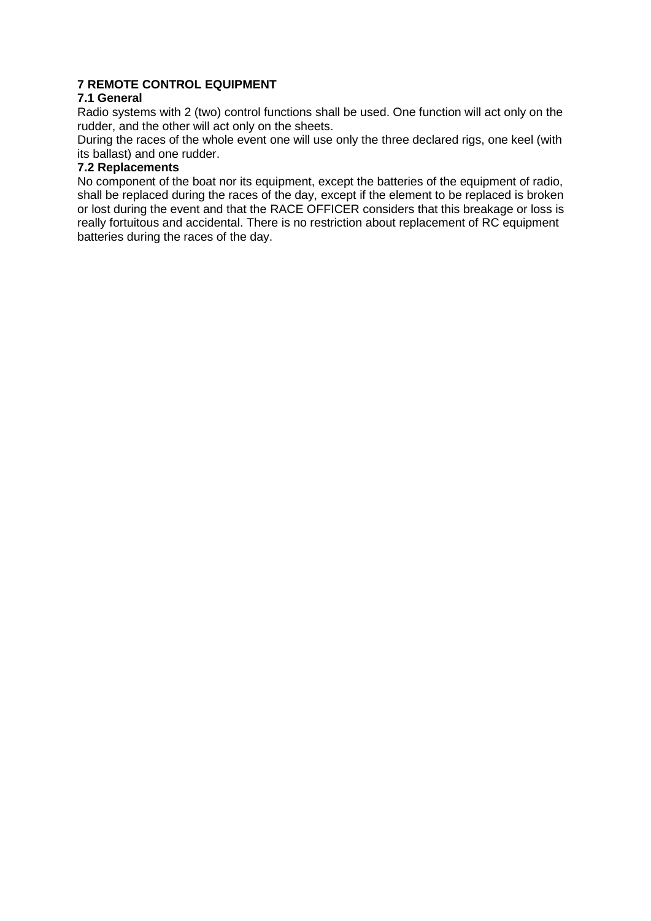## 7 REMOTE CONTROL EQUIPMENT

### 7.1 General

Radio systems with 2 (two) control functions shall be used. One function will act only on the rudder, and the other will act only on the sheets.

During the races of the whole event one will use only the three declared rigs, one keel (with its ballast) and one rudder.

### 7.2 Replacements

No component of the boat nor its equipment, except the batteries of the equipment of radio, shall be replaced during the races of the day, except if the element to be replaced is broken or lost during the event and that the RACE OFFICER considers that this breakage or loss is really fortuitous and accidental. There is no restriction about replacement of RC equipment batteries during the races of the day.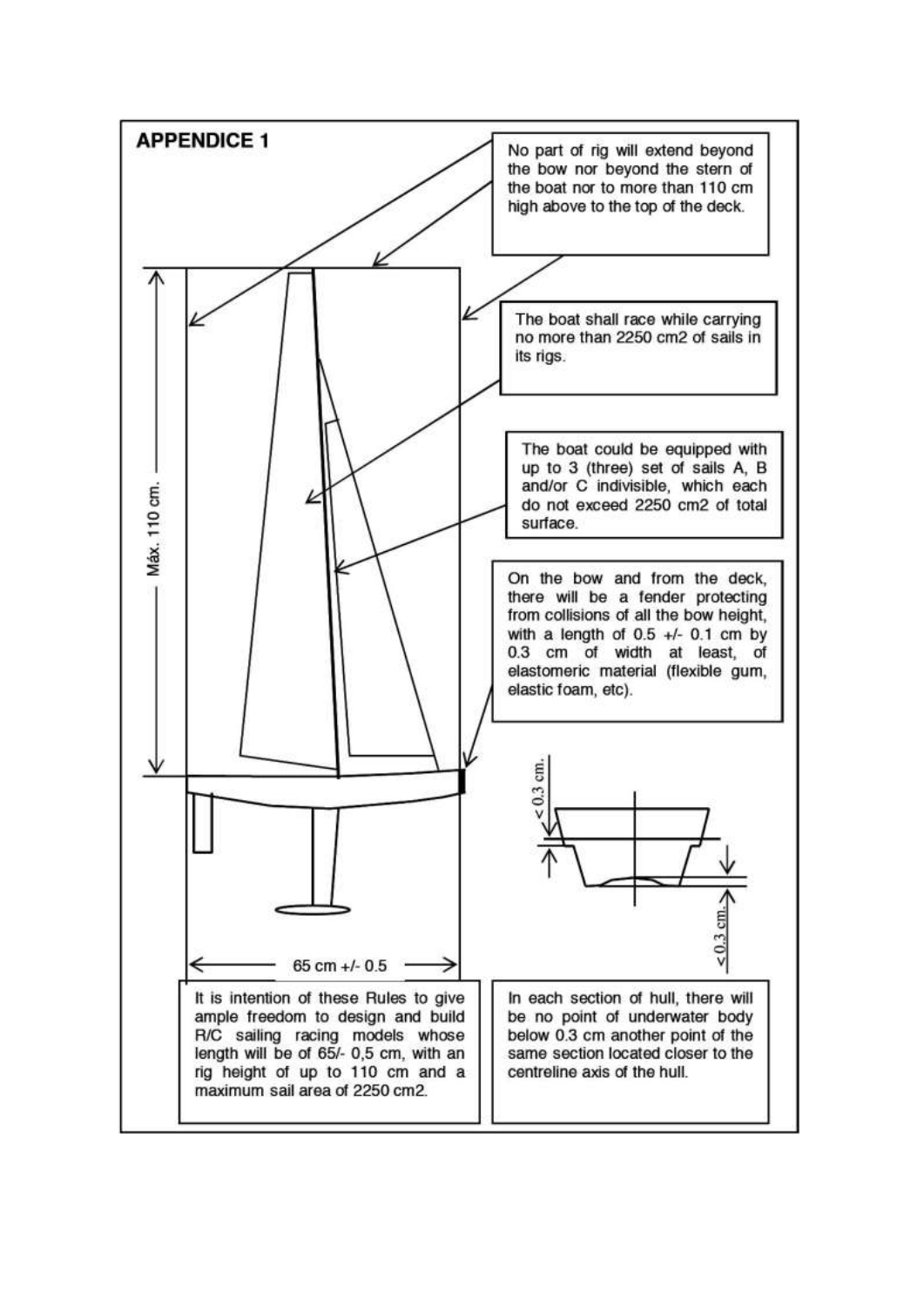## APPENDICE 1

No part of rig will extend beyond the bow nor beyond the stern of the boat nor to more than 110 cm high above to the top of the deck.

The boat shall race while carrying no more than 2250 cm2 of sails in its rigs.

The boat could be equipped with up to 3 (three) set of sails A, B and/or C indivisible, which each do not exceed 2250 cm2 of total surface.

On the bow and from the deck, there will be a fender protecting from collisions of all the bow height, with a length of 0.5 +/- 0.1 cm by 0.3 cm of width at least, of elastomeric material (flexible gum, elastic foam, etc).

Máx. 110 cm.

65 cm +/- 0.5

< 0.3 cm.

< 0.3 cm.

It is intention of these Rules to give ample freedom to design and build R/C sailing racing models whose length will be of 65/- 0,5 cm, with an rig height of up to 110 cm and a maximum sail area of 2250 cm2.

In each section of hull, there will be no point of underwater body below 0.3 cm another point of the same section located closer to the centreline axis of the hull.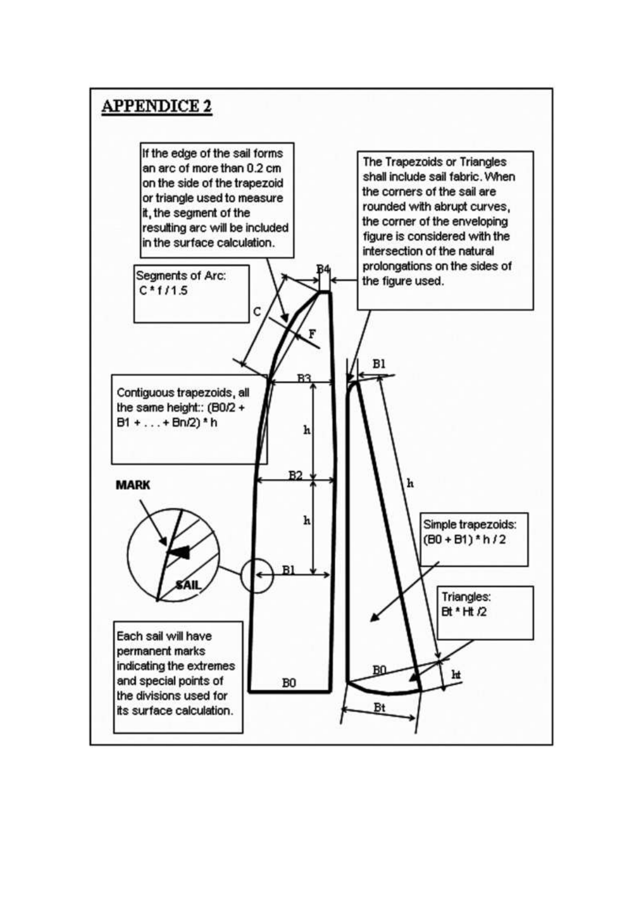## APPENDICE 2

If the edge of the sail forms an arc of more than 0.2 cm on the side of the trapezoid or triangle used to measure it, the segment of the resulting arc will be included in the surface calculation.

The Trapezoids or Triangles shall include sail fabric. When the corners of the sail are rounded with abrupt curves, the corner of the enveloping figure is considered with the intersection of the natural prolongations on the sides of the figure used.

Segments of Arc: C * f / 1.5

Contiguous trapezoids, all the same height:: (B0/2 + B1 + . . . + Bn/2) * h

MARK

SAIL

Each sail will have permanent marks indicating the extremes and special points of the divisions used for its surface calculation.

Simple trapezoids: (B0 + B1) * h / 2

Triangles: Bt * Ht /2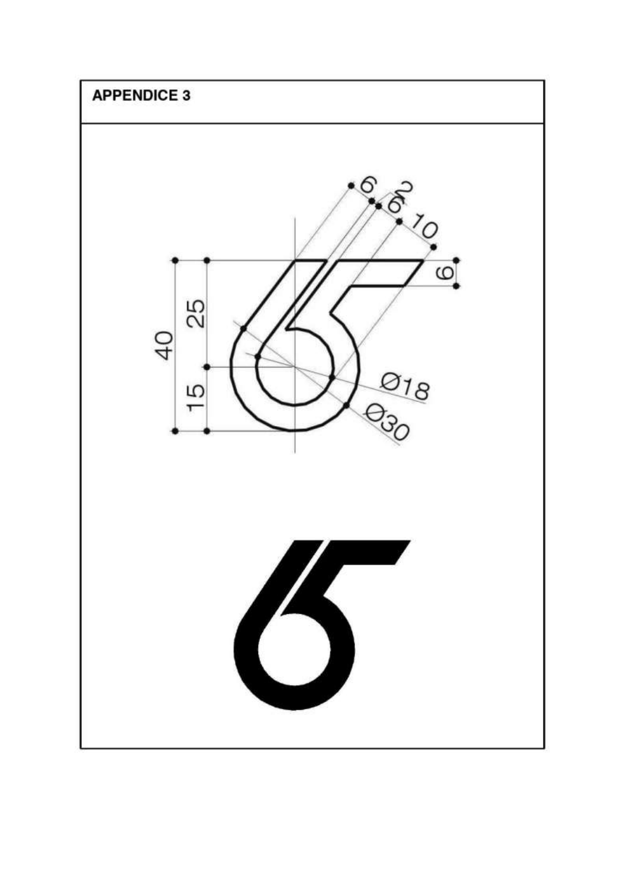**APPENDICE 3**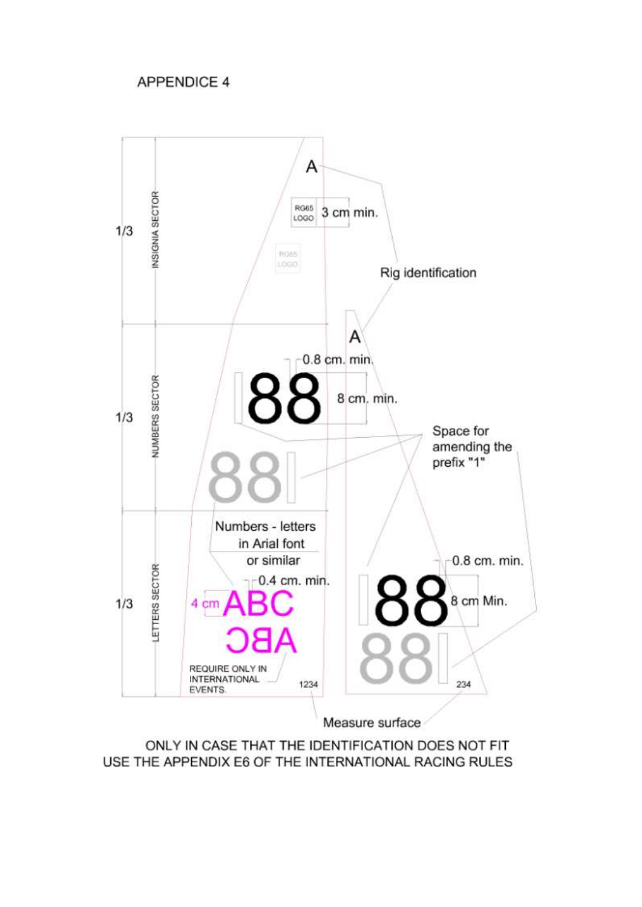# APPENDICE 4

1/3 INSIGNIA SECTOR

A

RG65 LOGO 3 cm min.

Rig identification

1/3 NUMBERS SECTOR

A

0.8 cm. min.

88 8 cm. min.

Space for amending the prefix "1"

1/3 LETTERS SECTOR

Numbers - letters in Arial font or similar

0.4 cm. min.

4 cm ABC

REQUIRE ONLY IN INTERNATIONAL EVENTS.

1234

0.8 cm. min.

88 8 cm Min.

234

Measure surface

ONLY IN CASE THAT THE IDENTIFICATION DOES NOT FIT USE THE APPENDIX E6 OF THE INTERNATIONAL RACING RULES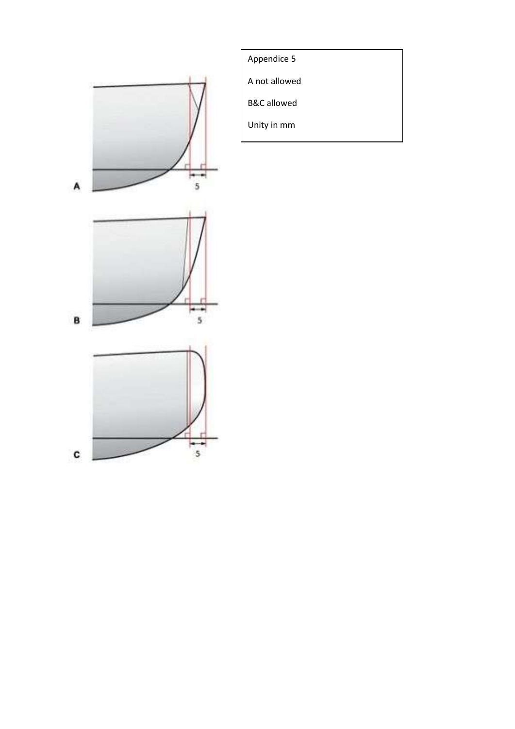Appendice 5

A not allowed

B&C allowed

Unity in mm

A

5

B

5

C

5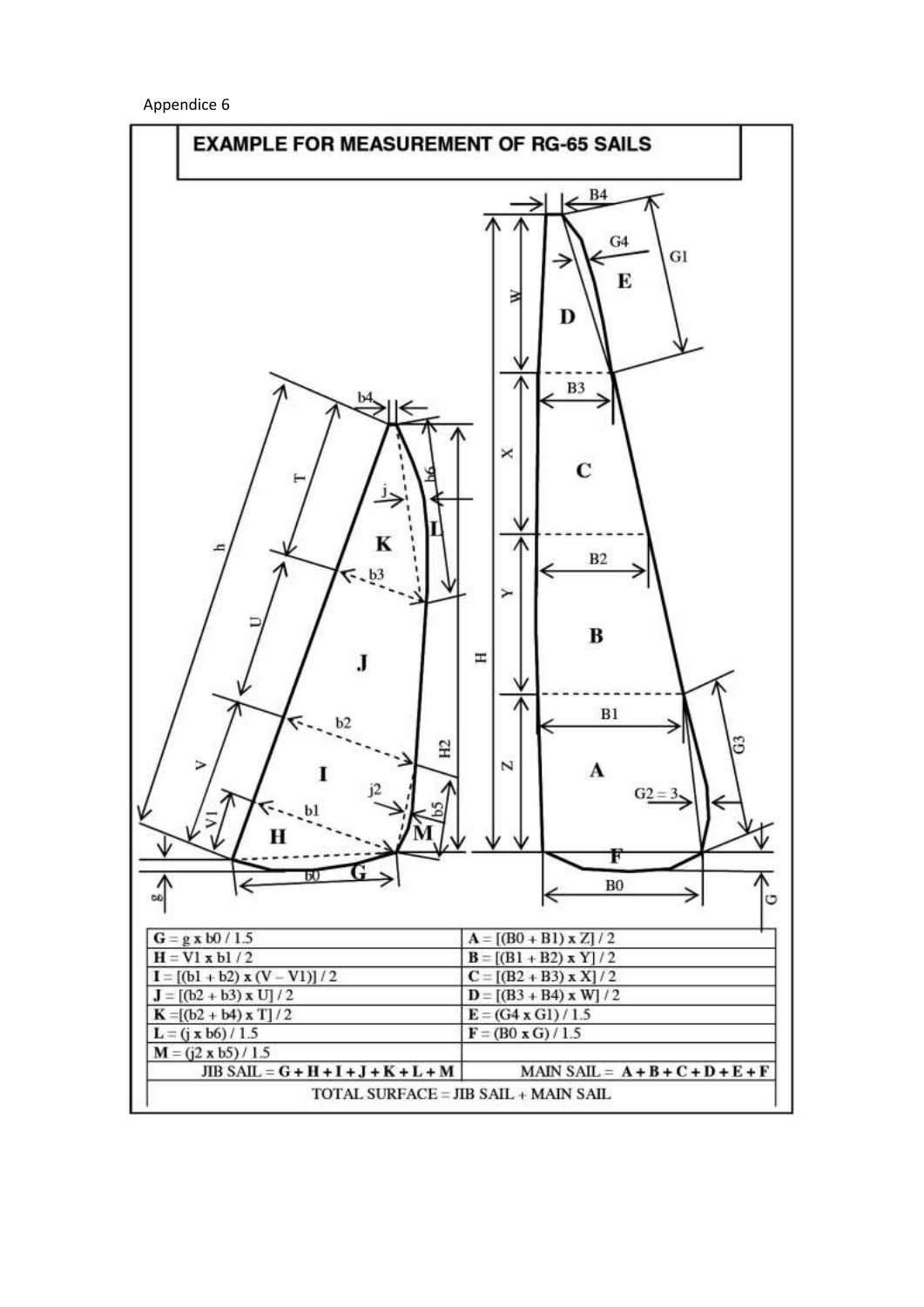Appendice 6

## EXAMPLE FOR MEASUREMENT OF RG-65 SAILS

| | |
|---|---|
| **G** = g x b0 / 1.5 | **A** = [(B0 + B1) x Z] / 2 |
| **H** = V1 x b1 / 2 | **B** = [(B1 + B2) x Y] / 2 |
| **I** = [(b1 + b2) x (V – V1)] / 2 | **C** = [(B2 + B3) x X] / 2 |
| **J** = [(b2 + b3) x U] / 2 | **D** = [(B3 + B4) x W] / 2 |
| **K** =[(b2 + b4) x T] / 2 | **E** = (G4 x G1) / 1.5 |
| **L** = (j x b6) / 1.5 | **F** = (B0 x G) / 1.5 |
| **M** = (j2 x b5) / 1.5 | |
| JIB SAIL = **G + H + I + J + K + L + M** | MAIN SAIL = **A + B + C + D + E + F** |
| TOTAL SURFACE = JIB SAIL + MAIN SAIL | |